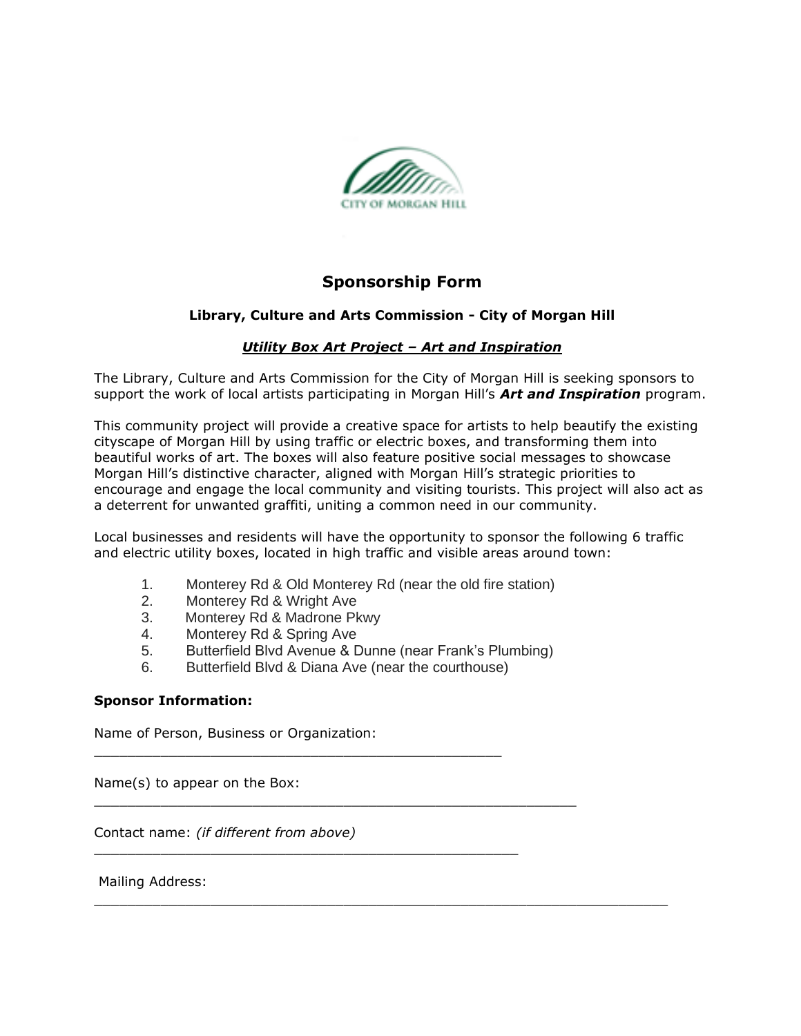CITY OF MORGAN HILL

# Sponsorship Form

### Library, Culture and Arts Commission - City of Morgan Hill

### ***Utility Box Art Project – Art and Inspiration***

The Library, Culture and Arts Commission for the City of Morgan Hill is seeking sponsors to support the work of local artists participating in Morgan Hill's ***Art and Inspiration*** program.

This community project will provide a creative space for artists to help beautify the existing cityscape of Morgan Hill by using traffic or electric boxes, and transforming them into beautiful works of art. The boxes will also feature positive social messages to showcase Morgan Hill's distinctive character, aligned with Morgan Hill's strategic priorities to encourage and engage the local community and visiting tourists. This project will also act as a deterrent for unwanted graffiti, uniting a common need in our community.

Local businesses and residents will have the opportunity to sponsor the following 6 traffic and electric utility boxes, located in high traffic and visible areas around town:

1. Monterey Rd & Old Monterey Rd (near the old fire station)
2. Monterey Rd & Wright Ave
3. Monterey Rd & Madrone Pkwy
4. Monterey Rd & Spring Ave
5. Butterfield Blvd Avenue & Dunne (near Frank's Plumbing)
6. Butterfield Blvd & Diana Ave (near the courthouse)

**Sponsor Information:**

Name of Person, Business or Organization:
_______________________________________________

Name(s) to appear on the Box:
________________________________________________________

Contact name: *(if different from above)*
_________________________________________________

Mailing Address:
___________________________________________________________________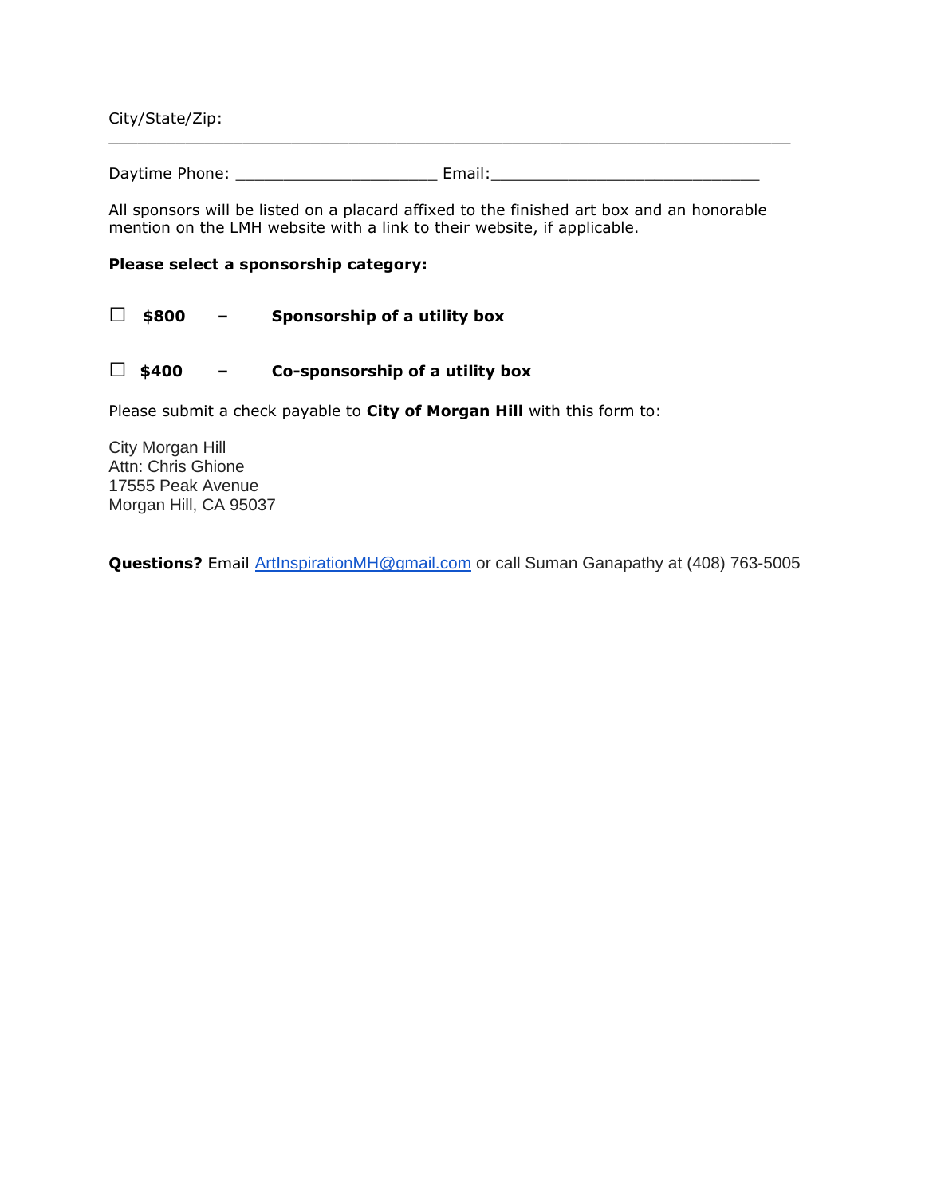City/State/Zip: ___________________________________________________________________

Daytime Phone: _____________________ Email:____________________________

All sponsors will be listed on a placard affixed to the finished art box and an honorable mention on the LMH website with a link to their website, if applicable.

**Please select a sponsorship category:**

☐ **$800 – Sponsorship of a utility box**

☐ **$400 – Co-sponsorship of a utility box**

Please submit a check payable to **City of Morgan Hill** with this form to:

City Morgan Hill
Attn: Chris Ghione
17555 Peak Avenue
Morgan Hill, CA 95037

**Questions?** Email ArtInspirationMH@gmail.com or call Suman Ganapathy at (408) 763-5005